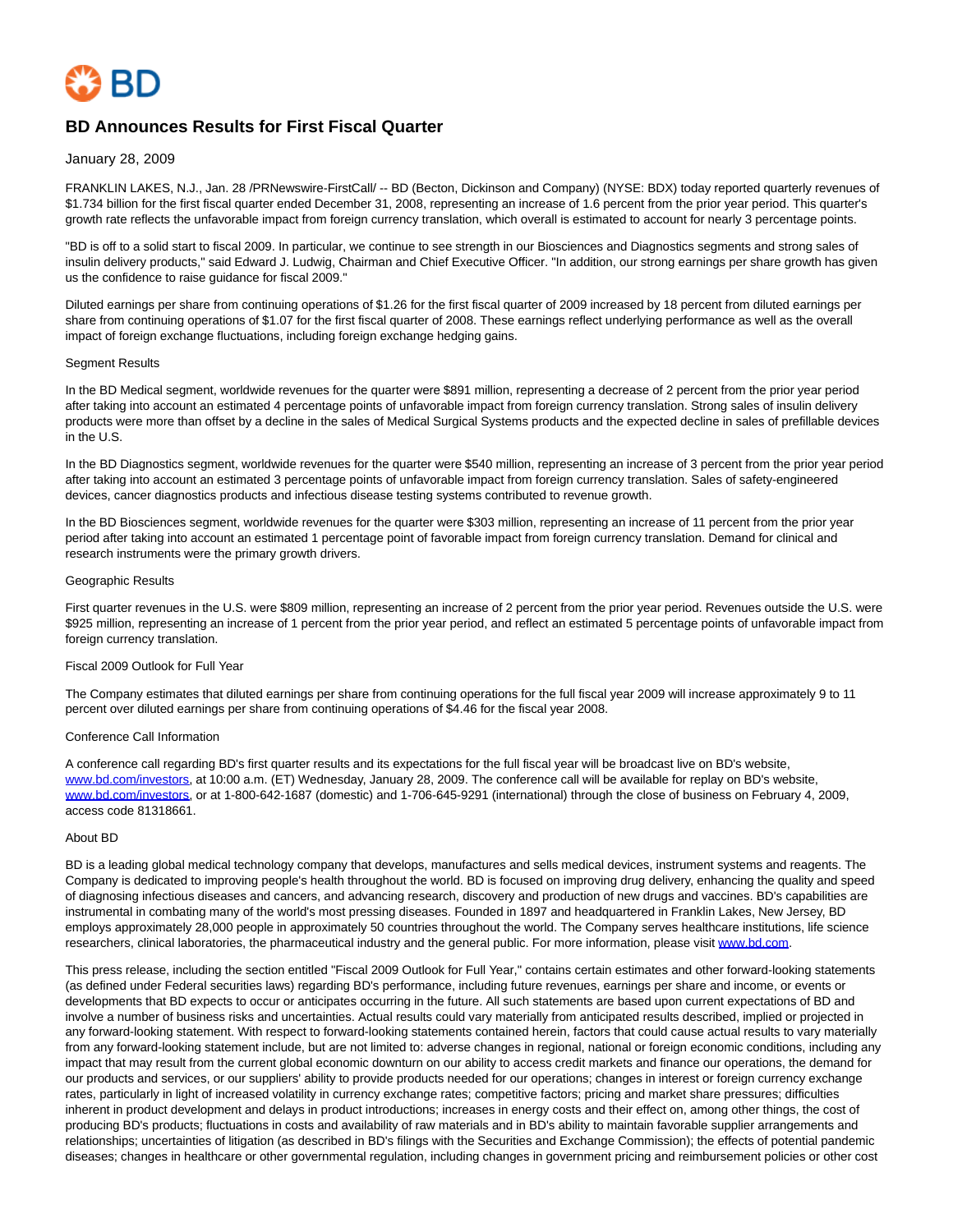# BD Announces Results for First Fiscal Quarter

January 28, 2009

FRANKLIN LAKES, N.J., Jan. 28 /PRNewswire-FirstCall/ -- BD (Becton, Dickinson and Company) (NYSE: BDX) today reported quarterly revenues of $1.734 billion for the first fiscal quarter ended December 31, 2008, representing an increase of 1.6 percent from the prior year period. This quarter's growth rate reflects the unfavorable impact from foreign currency translation, which overall is estimated to account for nearly 3 percentage points.

"BD is off to a solid start to fiscal 2009. In particular, we continue to see strength in our Biosciences and Diagnostics segments and strong sales of insulin delivery products," said Edward J. Ludwig, Chairman and Chief Executive Officer. "In addition, our strong earnings per share growth has given us the confidence to raise guidance for fiscal 2009."

Diluted earnings per share from continuing operations of $1.26 for the first fiscal quarter of 2009 increased by 18 percent from diluted earnings per share from continuing operations of $1.07 for the first fiscal quarter of 2008. These earnings reflect underlying performance as well as the overall impact of foreign exchange fluctuations, including foreign exchange hedging gains.

Segment Results

In the BD Medical segment, worldwide revenues for the quarter were $891 million, representing a decrease of 2 percent from the prior year period after taking into account an estimated 4 percentage points of unfavorable impact from foreign currency translation. Strong sales of insulin delivery products were more than offset by a decline in the sales of Medical Surgical Systems products and the expected decline in sales of prefillable devices in the U.S.

In the BD Diagnostics segment, worldwide revenues for the quarter were $540 million, representing an increase of 3 percent from the prior year period after taking into account an estimated 3 percentage points of unfavorable impact from foreign currency translation. Sales of safety-engineered devices, cancer diagnostics products and infectious disease testing systems contributed to revenue growth.

In the BD Biosciences segment, worldwide revenues for the quarter were $303 million, representing an increase of 11 percent from the prior year period after taking into account an estimated 1 percentage point of favorable impact from foreign currency translation. Demand for clinical and research instruments were the primary growth drivers.

Geographic Results

First quarter revenues in the U.S. were $809 million, representing an increase of 2 percent from the prior year period. Revenues outside the U.S. were $925 million, representing an increase of 1 percent from the prior year period, and reflect an estimated 5 percentage points of unfavorable impact from foreign currency translation.

Fiscal 2009 Outlook for Full Year

The Company estimates that diluted earnings per share from continuing operations for the full fiscal year 2009 will increase approximately 9 to 11 percent over diluted earnings per share from continuing operations of $4.46 for the fiscal year 2008.

Conference Call Information

A conference call regarding BD's first quarter results and its expectations for the full fiscal year will be broadcast live on BD's website, www.bd.com/investors, at 10:00 a.m. (ET) Wednesday, January 28, 2009. The conference call will be available for replay on BD's website, www.bd.com/investors, or at 1-800-642-1687 (domestic) and 1-706-645-9291 (international) through the close of business on February 4, 2009, access code 81318661.

About BD

BD is a leading global medical technology company that develops, manufactures and sells medical devices, instrument systems and reagents. The Company is dedicated to improving people's health throughout the world. BD is focused on improving drug delivery, enhancing the quality and speed of diagnosing infectious diseases and cancers, and advancing research, discovery and production of new drugs and vaccines. BD's capabilities are instrumental in combating many of the world's most pressing diseases. Founded in 1897 and headquartered in Franklin Lakes, New Jersey, BD employs approximately 28,000 people in approximately 50 countries throughout the world. The Company serves healthcare institutions, life science researchers, clinical laboratories, the pharmaceutical industry and the general public. For more information, please visit www.bd.com.

This press release, including the section entitled "Fiscal 2009 Outlook for Full Year," contains certain estimates and other forward-looking statements (as defined under Federal securities laws) regarding BD's performance, including future revenues, earnings per share and income, or events or developments that BD expects to occur or anticipates occurring in the future. All such statements are based upon current expectations of BD and involve a number of business risks and uncertainties. Actual results could vary materially from anticipated results described, implied or projected in any forward-looking statement. With respect to forward-looking statements contained herein, factors that could cause actual results to vary materially from any forward-looking statement include, but are not limited to: adverse changes in regional, national or foreign economic conditions, including any impact that may result from the current global economic downturn on our ability to access credit markets and finance our operations, the demand for our products and services, or our suppliers' ability to provide products needed for our operations; changes in interest or foreign currency exchange rates, particularly in light of increased volatility in currency exchange rates; competitive factors; pricing and market share pressures; difficulties inherent in product development and delays in product introductions; increases in energy costs and their effect on, among other things, the cost of producing BD's products; fluctuations in costs and availability of raw materials and in BD's ability to maintain favorable supplier arrangements and relationships; uncertainties of litigation (as described in BD's filings with the Securities and Exchange Commission); the effects of potential pandemic diseases; changes in healthcare or other governmental regulation, including changes in government pricing and reimbursement policies or other cost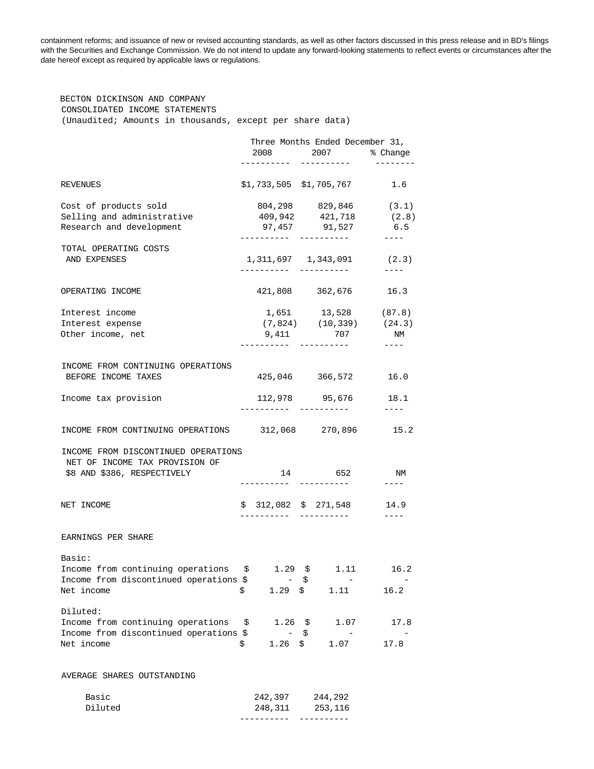containment reforms; and issuance of new or revised accounting standards, as well as other factors discussed in this press release and in BD's filings with the Securities and Exchange Commission. We do not intend to update any forward-looking statements to reflect events or circumstances after the date hereof except as required by applicable laws or regulations.

BECTON DICKINSON AND COMPANY
CONSOLIDATED INCOME STATEMENTS
(Unaudited; Amounts in thousands, except per share data)

| | Three Months Ended December 31, | | |
|---|---|---|---|
| | 2008 | 2007 | % Change |
| REVENUES | $1,733,505 | $1,705,767 | 1.6 |
| Cost of products sold | 804,298 | 829,846 | (3.1) |
| Selling and administrative | 409,942 | 421,718 | (2.8) |
| Research and development | 97,457 | 91,527 | 6.5 |
| TOTAL OPERATING COSTS AND EXPENSES | 1,311,697 | 1,343,091 | (2.3) |
| OPERATING INCOME | 421,808 | 362,676 | 16.3 |
| Interest income | 1,651 | 13,528 | (87.8) |
| Interest expense | (7,824) | (10,339) | (24.3) |
| Other income, net | 9,411 | 707 | NM |
| INCOME FROM CONTINUING OPERATIONS BEFORE INCOME TAXES | 425,046 | 366,572 | 16.0 |
| Income tax provision | 112,978 | 95,676 | 18.1 |
| INCOME FROM CONTINUING OPERATIONS | 312,068 | 270,896 | 15.2 |
| INCOME FROM DISCONTINUED OPERATIONS NET OF INCOME TAX PROVISION OF $8 AND $386, RESPECTIVELY | 14 | 652 | NM |
| NET INCOME | $ 312,082 | $ 271,548 | 14.9 |
| EARNINGS PER SHARE | | | |
| Basic: | | | |
| Income from continuing operations | $ 1.29 | $ 1.11 | 16.2 |
| Income from discontinued operations | $ - | $ - | - |
| Net income | $ 1.29 | $ 1.11 | 16.2 |
| Diluted: | | | |
| Income from continuing operations | $ 1.26 | $ 1.07 | 17.8 |
| Income from discontinued operations | $ - | $ - | - |
| Net income | $ 1.26 | $ 1.07 | 17.8 |
| AVERAGE SHARES OUTSTANDING | | | |
| Basic | 242,397 | 244,292 | |
| Diluted | 248,311 | 253,116 | |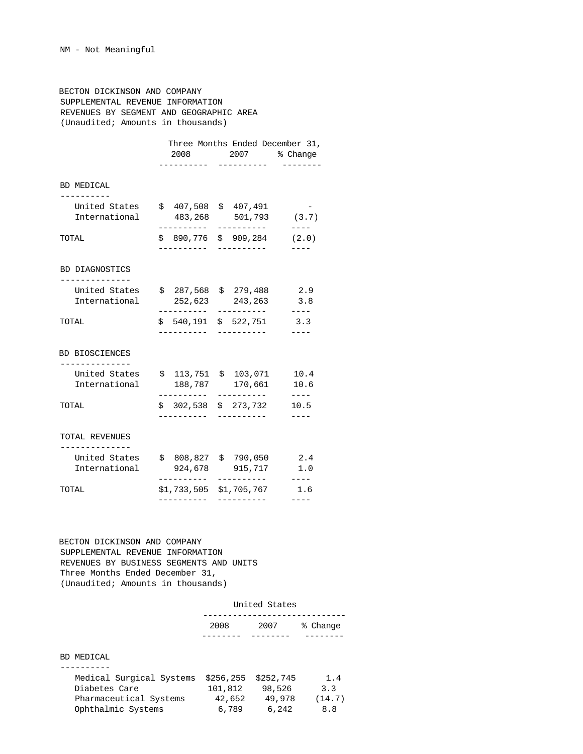NM - Not Meaningful

BECTON DICKINSON AND COMPANY
SUPPLEMENTAL REVENUE INFORMATION
REVENUES BY SEGMENT AND GEOGRAPHIC AREA
(Unaudited; Amounts in thousands)

| | Three Months Ended December 31, | | |
|---|---|---|---|
| | 2008 | 2007 | % Change |
| **BD MEDICAL** | | | |
| United States | $ 407,508 | $ 407,491 | - |
| International | 483,268 | 501,793 | (3.7) |
| TOTAL | $ 890,776 | $ 909,284 | (2.0) |
| **BD DIAGNOSTICS** | | | |
| United States | $ 287,568 | $ 279,488 | 2.9 |
| International | 252,623 | 243,263 | 3.8 |
| TOTAL | $ 540,191 | $ 522,751 | 3.3 |
| **BD BIOSCIENCES** | | | |
| United States | $ 113,751 | $ 103,071 | 10.4 |
| International | 188,787 | 170,661 | 10.6 |
| TOTAL | $ 302,538 | $ 273,732 | 10.5 |
| **TOTAL REVENUES** | | | |
| United States | $ 808,827 | $ 790,050 | 2.4 |
| International | 924,678 | 915,717 | 1.0 |
| TOTAL | $1,733,505 | $1,705,767 | 1.6 |

BECTON DICKINSON AND COMPANY
SUPPLEMENTAL REVENUE INFORMATION
REVENUES BY BUSINESS SEGMENTS AND UNITS
Three Months Ended December 31,
(Unaudited; Amounts in thousands)

| | United States | | |
|---|---|---|---|
| | 2008 | 2007 | % Change |
| **BD MEDICAL** | | | |
| Medical Surgical Systems | $256,255 | $252,745 | 1.4 |
| Diabetes Care | 101,812 | 98,526 | 3.3 |
| Pharmaceutical Systems | 42,652 | 49,978 | (14.7) |
| Ophthalmic Systems | 6,789 | 6,242 | 8.8 |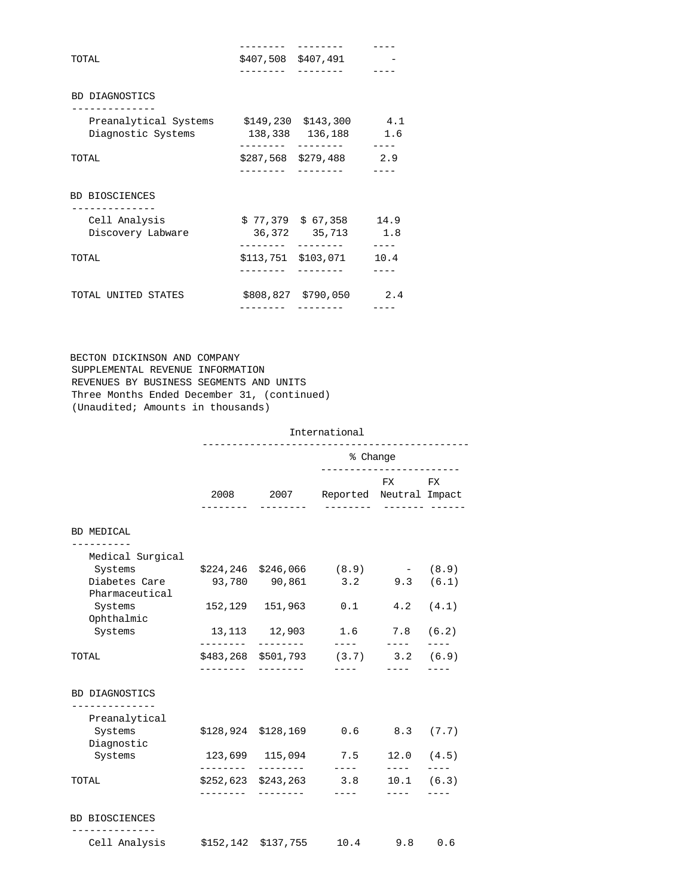| | | | |
|---|---|---|---|
| TOTAL | $407,508 | $407,491 | - |
| **BD DIAGNOSTICS** | | | |
| Preanalytical Systems | $149,230 | $143,300 | 4.1 |
| Diagnostic Systems | 138,338 | 136,188 | 1.6 |
| TOTAL | $287,568 | $279,488 | 2.9 |
| **BD BIOSCIENCES** | | | |
| Cell Analysis | $ 77,379 | $ 67,358 | 14.9 |
| Discovery Labware | 36,372 | 35,713 | 1.8 |
| TOTAL | $113,751 | $103,071 | 10.4 |
| TOTAL UNITED STATES | $808,827 | $790,050 | 2.4 |

BECTON DICKINSON AND COMPANY
SUPPLEMENTAL REVENUE INFORMATION
REVENUES BY BUSINESS SEGMENTS AND UNITS
Three Months Ended December 31, (continued)
(Unaudited; Amounts in thousands)

| | International | | | | |
|---|---|---|---|---|---|
| | | | % Change | | |
| | 2008 | 2007 | Reported | FX Neutral | FX Impact |
| **BD MEDICAL** | | | | | |
| Medical Surgical Systems | $224,246 | $246,066 | (8.9) | - | (8.9) |
| Diabetes Care | 93,780 | 90,861 | 3.2 | 9.3 | (6.1) |
| Pharmaceutical Systems | 152,129 | 151,963 | 0.1 | 4.2 | (4.1) |
| Ophthalmic Systems | 13,113 | 12,903 | 1.6 | 7.8 | (6.2) |
| TOTAL | $483,268 | $501,793 | (3.7) | 3.2 | (6.9) |
| **BD DIAGNOSTICS** | | | | | |
| Preanalytical Systems | $128,924 | $128,169 | 0.6 | 8.3 | (7.7) |
| Diagnostic Systems | 123,699 | 115,094 | 7.5 | 12.0 | (4.5) |
| TOTAL | $252,623 | $243,263 | 3.8 | 10.1 | (6.3) |
| **BD BIOSCIENCES** | | | | | |
| Cell Analysis | $152,142 | $137,755 | 10.4 | 9.8 | 0.6 |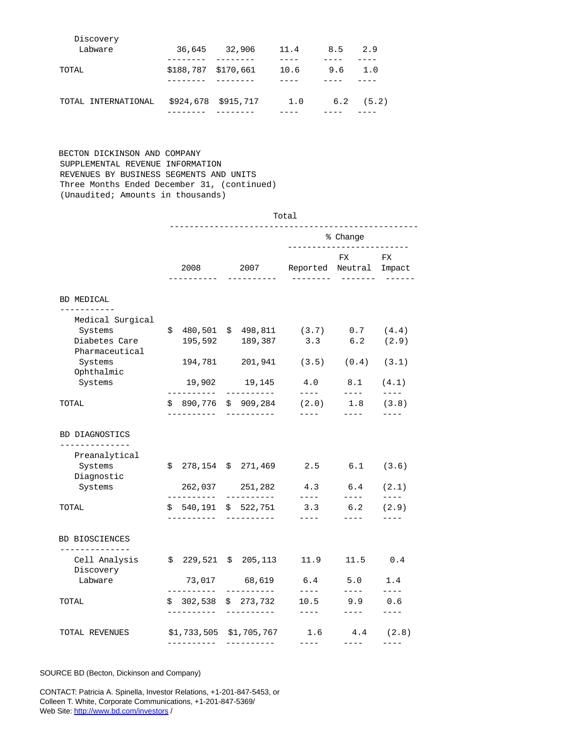| | | | | | |
|---|---|---|---|---|---|
| Discovery Labware | 36,645 | 32,906 | 11.4 | 8.5 | 2.9 |
| TOTAL | $188,787 | $170,661 | 10.6 | 9.6 | 1.0 |
| TOTAL INTERNATIONAL | $924,678 | $915,717 | 1.0 | 6.2 | (5.2) |

BECTON DICKINSON AND COMPANY
SUPPLEMENTAL REVENUE INFORMATION
REVENUES BY BUSINESS SEGMENTS AND UNITS
Three Months Ended December 31, (continued)
(Unaudited; Amounts in thousands)

| | Total | | | | |
|---|---|---|---|---|---|
| | | | % Change | | |
| | 2008 | 2007 | Reported | FX Neutral | FX Impact |
| **BD MEDICAL** | | | | | |
| Medical Surgical Systems | $ 480,501 | $ 498,811 | (3.7) | 0.7 | (4.4) |
| Diabetes Care | 195,592 | 189,387 | 3.3 | 6.2 | (2.9) |
| Pharmaceutical Systems | 194,781 | 201,941 | (3.5) | (0.4) | (3.1) |
| Ophthalmic Systems | 19,902 | 19,145 | 4.0 | 8.1 | (4.1) |
| TOTAL | $ 890,776 | $ 909,284 | (2.0) | 1.8 | (3.8) |
| **BD DIAGNOSTICS** | | | | | |
| Preanalytical Systems | $ 278,154 | $ 271,469 | 2.5 | 6.1 | (3.6) |
| Diagnostic Systems | 262,037 | 251,282 | 4.3 | 6.4 | (2.1) |
| TOTAL | $ 540,191 | $ 522,751 | 3.3 | 6.2 | (2.9) |
| **BD BIOSCIENCES** | | | | | |
| Cell Analysis | $ 229,521 | $ 205,113 | 11.9 | 11.5 | 0.4 |
| Discovery Labware | 73,017 | 68,619 | 6.4 | 5.0 | 1.4 |
| TOTAL | $ 302,538 | $ 273,732 | 10.5 | 9.9 | 0.6 |
| TOTAL REVENUES | $1,733,505 | $1,705,767 | 1.6 | 4.4 | (2.8) |

SOURCE BD (Becton, Dickinson and Company)

CONTACT: Patricia A. Spinella, Investor Relations, +1-201-847-5453, or Colleen T. White, Corporate Communications, +1-201-847-5369/
Web Site: http://www.bd.com/investors /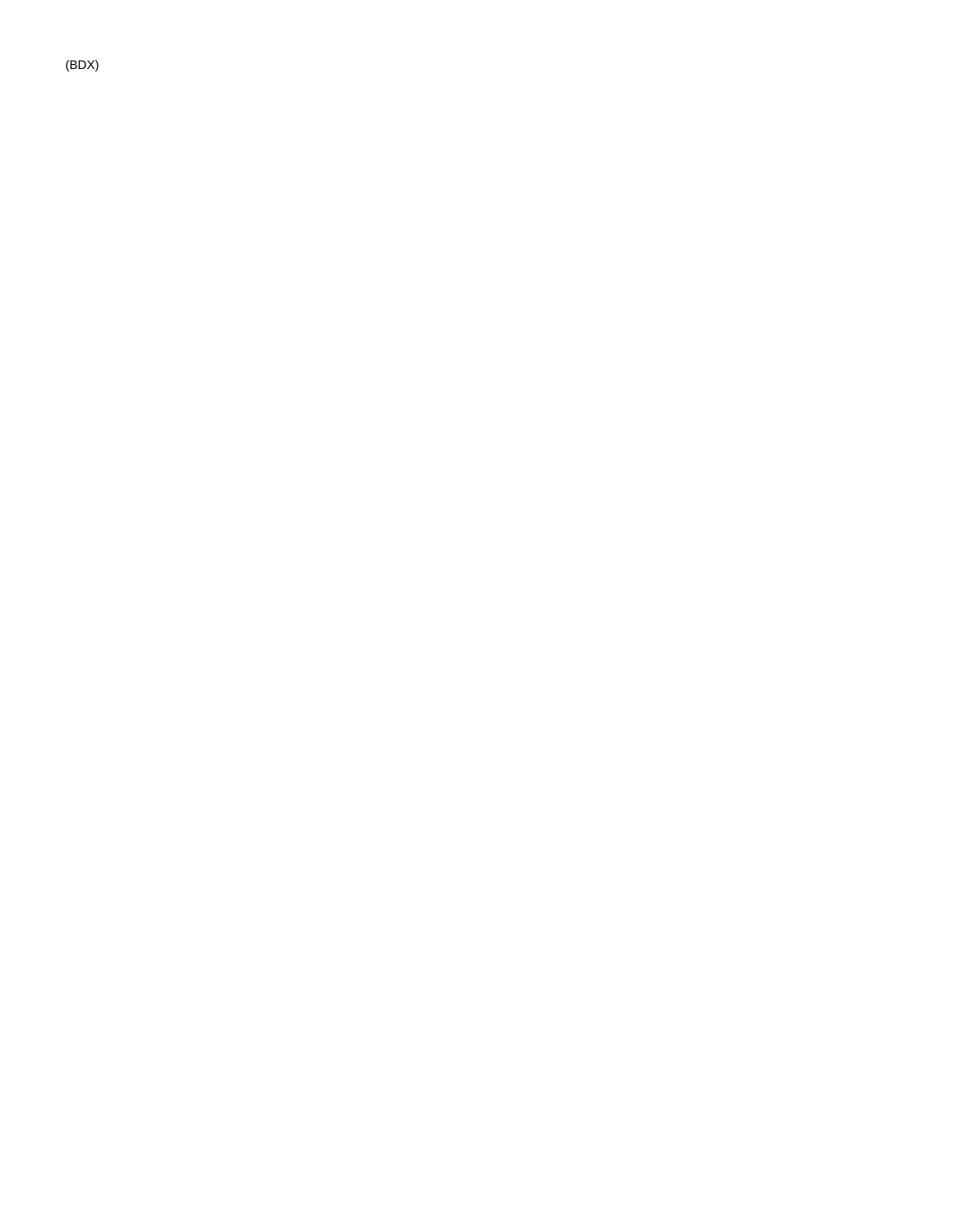(BDX)